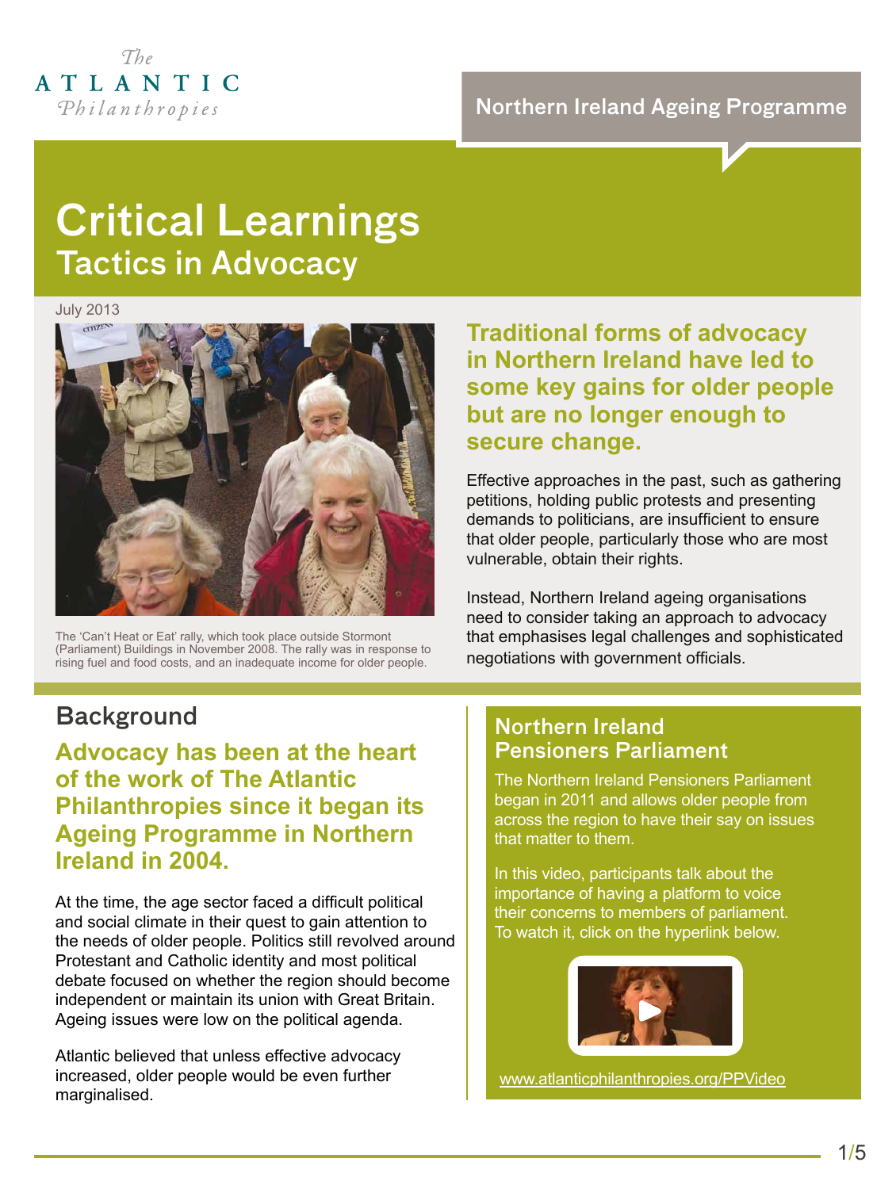The ATLANTIC Philanthropies

Northern Ireland Ageing Programme

# Critical Learnings
## Tactics in Advocacy

July 2013

The 'Can't Heat or Eat' rally, which took place outside Stormont (Parliament) Buildings in November 2008. The rally was in response to rising fuel and food costs, and an inadequate income for older people.

**Traditional forms of advocacy in Northern Ireland have led to some key gains for older people but are no longer enough to secure change.**

Effective approaches in the past, such as gathering petitions, holding public protests and presenting demands to politicians, are insufficient to ensure that older people, particularly those who are most vulnerable, obtain their rights.

Instead, Northern Ireland ageing organisations need to consider taking an approach to advocacy that emphasises legal challenges and sophisticated negotiations with government officials.

## Background

**Advocacy has been at the heart of the work of The Atlantic Philanthropies since it began its Ageing Programme in Northern Ireland in 2004.**

At the time, the age sector faced a difficult political and social climate in their quest to gain attention to the needs of older people. Politics still revolved around Protestant and Catholic identity and most political debate focused on whether the region should become independent or maintain its union with Great Britain. Ageing issues were low on the political agenda.

Atlantic believed that unless effective advocacy increased, older people would be even further marginalised.

### Northern Ireland Pensioners Parliament

The Northern Ireland Pensioners Parliament began in 2011 and allows older people from across the region to have their say on issues that matter to them.

In this video, participants talk about the importance of having a platform to voice their concerns to members of parliament. To watch it, click on the hyperlink below.

www.atlanticphilanthropies.org/PPVideo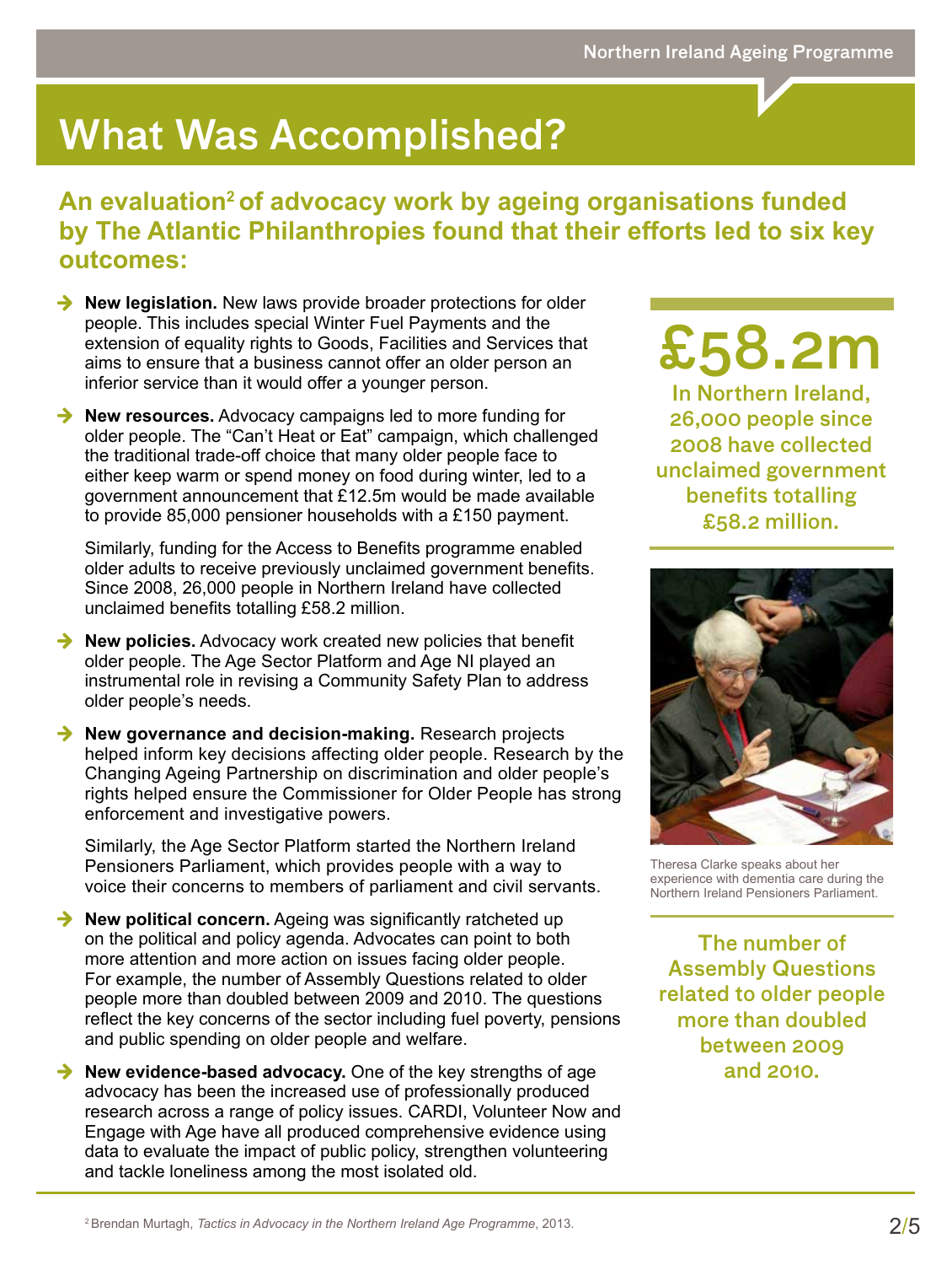# What Was Accomplished?

## An evaluation[2] of advocacy work by ageing organisations funded by The Atlantic Philanthropies found that their efforts led to six key outcomes:

- **New legislation.** New laws provide broader protections for older people. This includes special Winter Fuel Payments and the extension of equality rights to Goods, Facilities and Services that aims to ensure that a business cannot offer an older person an inferior service than it would offer a younger person.
- **New resources.** Advocacy campaigns led to more funding for older people. The "Can't Heat or Eat" campaign, which challenged the traditional trade-off choice that many older people face to either keep warm or spend money on food during winter, led to a government announcement that £12.5m would be made available to provide 85,000 pensioner households with a £150 payment.

  Similarly, funding for the Access to Benefits programme enabled older adults to receive previously unclaimed government benefits. Since 2008, 26,000 people in Northern Ireland have collected unclaimed benefits totalling £58.2 million.
- **New policies.** Advocacy work created new policies that benefit older people. The Age Sector Platform and Age NI played an instrumental role in revising a Community Safety Plan to address older people's needs.
- **New governance and decision-making.** Research projects helped inform key decisions affecting older people. Research by the Changing Ageing Partnership on discrimination and older people's rights helped ensure the Commissioner for Older People has strong enforcement and investigative powers.

  Similarly, the Age Sector Platform started the Northern Ireland Pensioners Parliament, which provides people with a way to voice their concerns to members of parliament and civil servants.
- **New political concern.** Ageing was significantly ratcheted up on the political and policy agenda. Advocates can point to both more attention and more action on issues facing older people. For example, the number of Assembly Questions related to older people more than doubled between 2009 and 2010. The questions reflect the key concerns of the sector including fuel poverty, pensions and public spending on older people and welfare.
- **New evidence-based advocacy.** One of the key strengths of age advocacy has been the increased use of professionally produced research across a range of policy issues. CARDI, Volunteer Now and Engage with Age have all produced comprehensive evidence using data to evaluate the impact of public policy, strengthen volunteering and tackle loneliness among the most isolated old.

**£58.2m**

In Northern Ireland, 26,000 people since 2008 have collected unclaimed government benefits totalling £58.2 million.

Theresa Clarke speaks about her experience with dementia care during the Northern Ireland Pensioners Parliament.

The number of Assembly Questions related to older people more than doubled between 2009 and 2010.

[2] Brendan Murtagh, *Tactics in Advocacy in the Northern Ireland Age Programme*, 2013.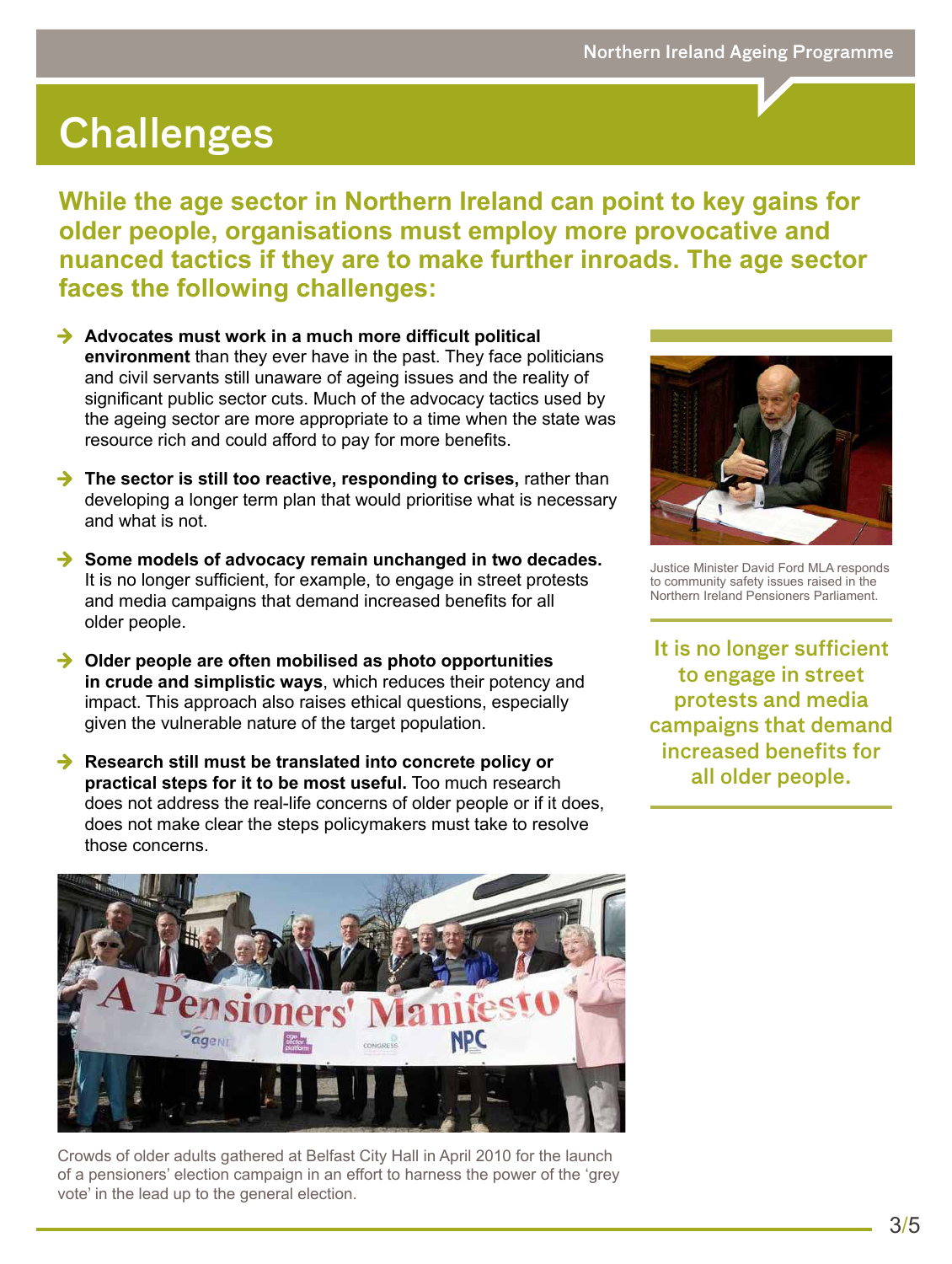# Challenges

**While the age sector in Northern Ireland can point to key gains for older people, organisations must employ more provocative and nuanced tactics if they are to make further inroads. The age sector faces the following challenges:**

- **Advocates must work in a much more difficult political environment** than they ever have in the past. They face politicians and civil servants still unaware of ageing issues and the reality of significant public sector cuts. Much of the advocacy tactics used by the ageing sector are more appropriate to a time when the state was resource rich and could afford to pay for more benefits.
- **The sector is still too reactive, responding to crises,** rather than developing a longer term plan that would prioritise what is necessary and what is not.
- **Some models of advocacy remain unchanged in two decades.** It is no longer sufficient, for example, to engage in street protests and media campaigns that demand increased benefits for all older people.
- **Older people are often mobilised as photo opportunities in crude and simplistic ways**, which reduces their potency and impact. This approach also raises ethical questions, especially given the vulnerable nature of the target population.
- **Research still must be translated into concrete policy or practical steps for it to be most useful.** Too much research does not address the real-life concerns of older people or if it does, does not make clear the steps policymakers must take to resolve those concerns.

Justice Minister David Ford MLA responds to community safety issues raised in the Northern Ireland Pensioners Parliament.

> It is no longer sufficient to engage in street protests and media campaigns that demand increased benefits for all older people.

Crowds of older adults gathered at Belfast City Hall in April 2010 for the launch of a pensioners' election campaign in an effort to harness the power of the 'grey vote' in the lead up to the general election.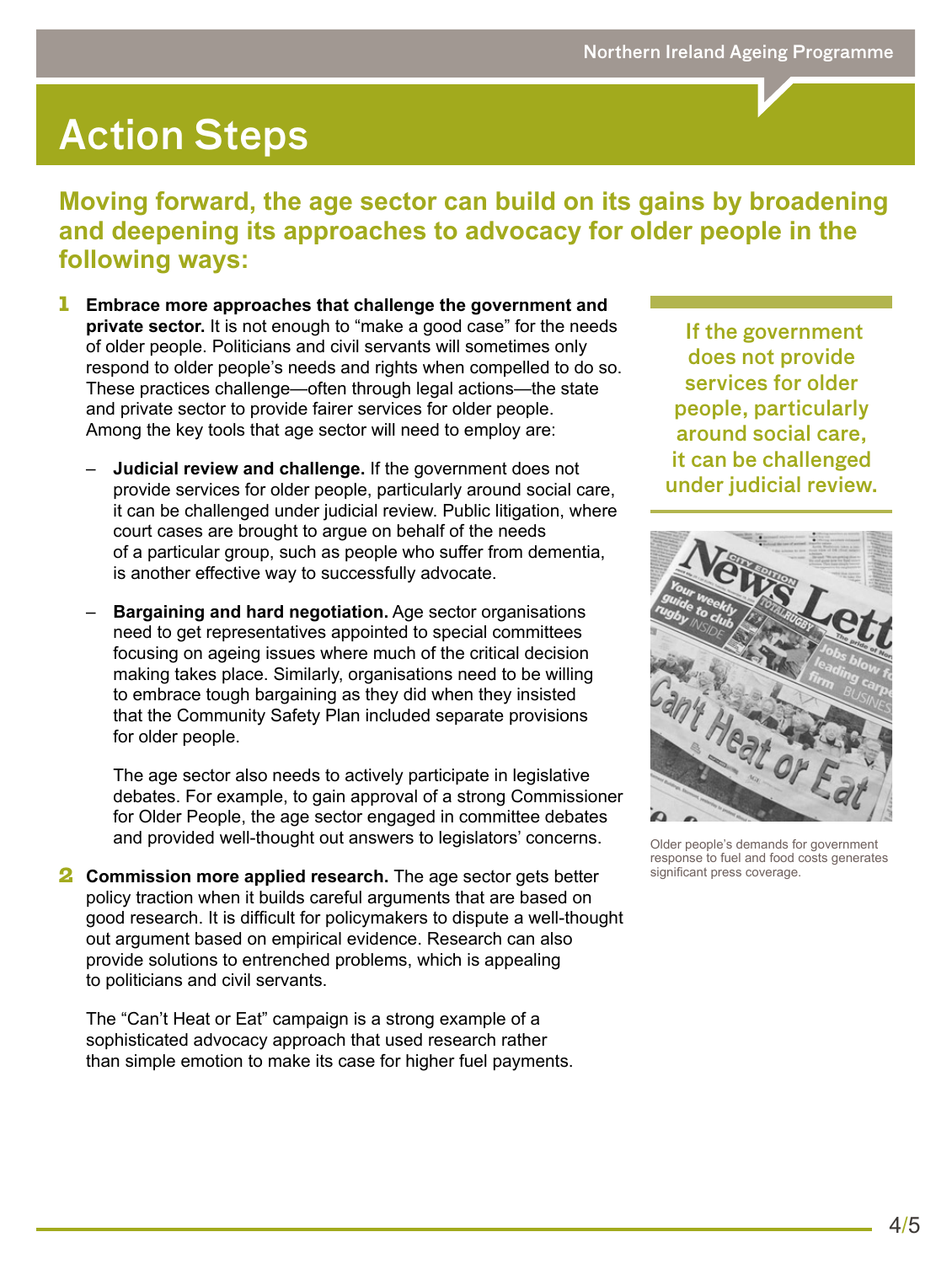# Action Steps

## Moving forward, the age sector can build on its gains by broadening and deepening its approaches to advocacy for older people in the following ways:

1. **Embrace more approaches that challenge the government and private sector.** It is not enough to "make a good case" for the needs of older people. Politicians and civil servants will sometimes only respond to older people's needs and rights when compelled to do so. These practices challenge—often through legal actions—the state and private sector to provide fairer services for older people. Among the key tools that age sector will need to employ are:

   – **Judicial review and challenge.** If the government does not provide services for older people, particularly around social care, it can be challenged under judicial review. Public litigation, where court cases are brought to argue on behalf of the needs of a particular group, such as people who suffer from dementia, is another effective way to successfully advocate.

   – **Bargaining and hard negotiation.** Age sector organisations need to get representatives appointed to special committees focusing on ageing issues where much of the critical decision making takes place. Similarly, organisations need to be willing to embrace tough bargaining as they did when they insisted that the Community Safety Plan included separate provisions for older people.

   The age sector also needs to actively participate in legislative debates. For example, to gain approval of a strong Commissioner for Older People, the age sector engaged in committee debates and provided well-thought out answers to legislators' concerns.

2. **Commission more applied research.** The age sector gets better policy traction when it builds careful arguments that are based on good research. It is difficult for policymakers to dispute a well-thought out argument based on empirical evidence. Research can also provide solutions to entrenched problems, which is appealing to politicians and civil servants.

   The "Can't Heat or Eat" campaign is a strong example of a sophisticated advocacy approach that used research rather than simple emotion to make its case for higher fuel payments.

> If the government does not provide services for older people, particularly around social care, it can be challenged under judicial review.

Older people's demands for government response to fuel and food costs generates significant press coverage.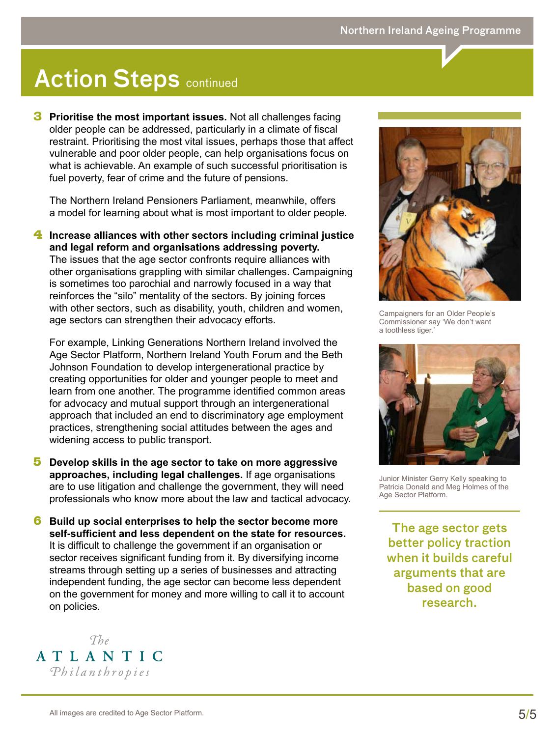# Action Steps continued

**3 Prioritise the most important issues.** Not all challenges facing older people can be addressed, particularly in a climate of fiscal restraint. Prioritising the most vital issues, perhaps those that affect vulnerable and poor older people, can help organisations focus on what is achievable. An example of such successful prioritisation is fuel poverty, fear of crime and the future of pensions.

The Northern Ireland Pensioners Parliament, meanwhile, offers a model for learning about what is most important to older people.

**4 Increase alliances with other sectors including criminal justice and legal reform and organisations addressing poverty.** The issues that the age sector confronts require alliances with other organisations grappling with similar challenges. Campaigning is sometimes too parochial and narrowly focused in a way that reinforces the "silo" mentality of the sectors. By joining forces with other sectors, such as disability, youth, children and women, age sectors can strengthen their advocacy efforts.

For example, Linking Generations Northern Ireland involved the Age Sector Platform, Northern Ireland Youth Forum and the Beth Johnson Foundation to develop intergenerational practice by creating opportunities for older and younger people to meet and learn from one another. The programme identified common areas for advocacy and mutual support through an intergenerational approach that included an end to discriminatory age employment practices, strengthening social attitudes between the ages and widening access to public transport.

**5 Develop skills in the age sector to take on more aggressive approaches, including legal challenges.** If age organisations are to use litigation and challenge the government, they will need professionals who know more about the law and tactical advocacy.

**6 Build up social enterprises to help the sector become more self-sufficient and less dependent on the state for resources.** It is difficult to challenge the government if an organisation or sector receives significant funding from it. By diversifying income streams through setting up a series of businesses and attracting independent funding, the age sector can become less dependent on the government for money and more willing to call it to account on policies.

Campaigners for an Older People's Commissioner say 'We don't want a toothless tiger.'

Junior Minister Gerry Kelly speaking to Patricia Donald and Meg Holmes of the Age Sector Platform.

The age sector gets better policy traction when it builds careful arguments that are based on good research.

The ATLANTIC Philanthropies

All images are credited to Age Sector Platform.